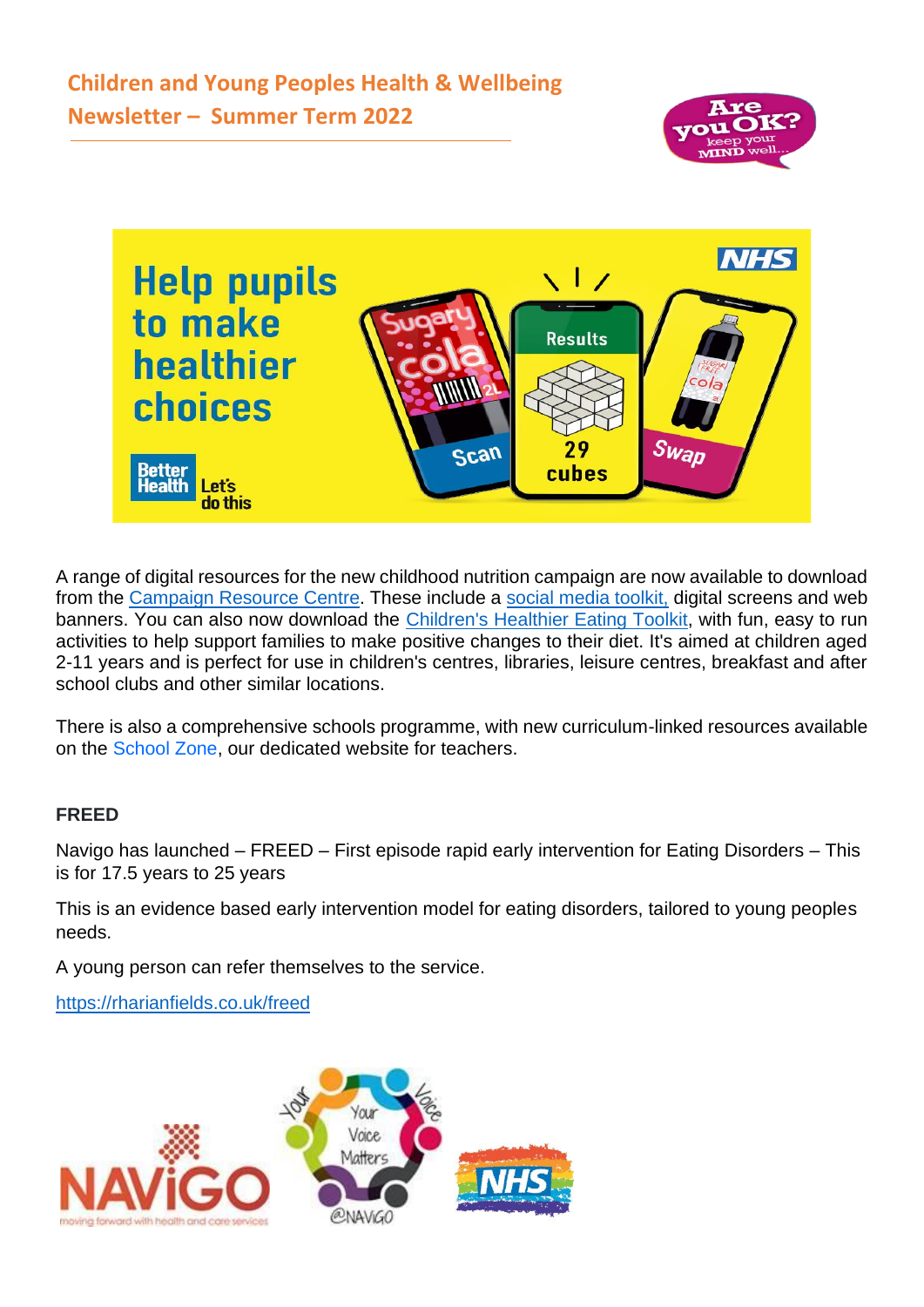# Children and Young Peoples Health & Wellbeing Newsletter – Summer Term 2022

A range of digital resources for the new childhood nutrition campaign are now available to download from the Campaign Resource Centre. These include a social media toolkit, digital screens and web banners. You can also now download the Children's Healthier Eating Toolkit, with fun, easy to run activities to help support families to make positive changes to their diet. It's aimed at children aged 2-11 years and is perfect for use in children's centres, libraries, leisure centres, breakfast and after school clubs and other similar locations.

There is also a comprehensive schools programme, with new curriculum-linked resources available on the School Zone, our dedicated website for teachers.

**FREED**

Navigo has launched – FREED – First episode rapid early intervention for Eating Disorders – This is for 17.5 years to 25 years

This is an evidence based early intervention model for eating disorders, tailored to young peoples needs.

A young person can refer themselves to the service.

https://rharianfields.co.uk/freed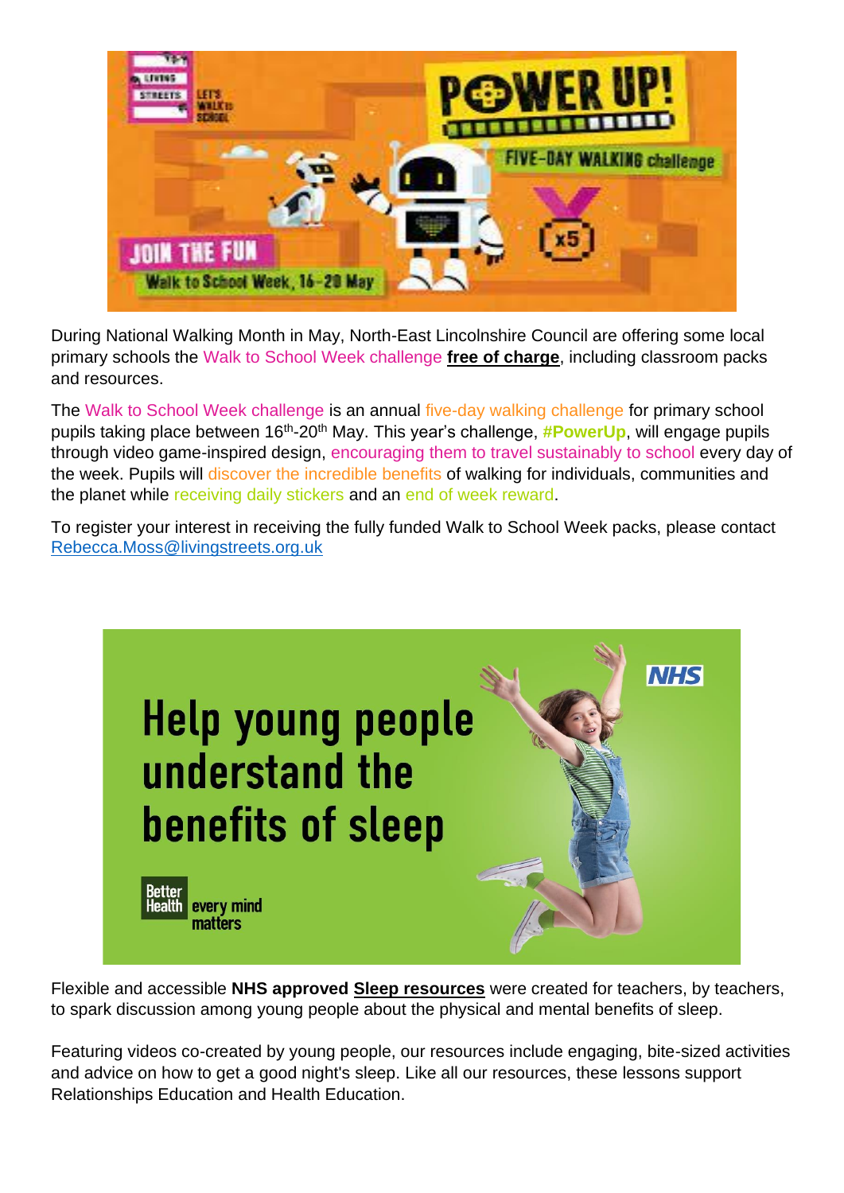During National Walking Month in May, North-East Lincolnshire Council are offering some local primary schools the Walk to School Week challenge **free of charge**, including classroom packs and resources.

The Walk to School Week challenge is an annual five-day walking challenge for primary school pupils taking place between 16th-20th May. This year's challenge, **#PowerUp**, will engage pupils through video game-inspired design, encouraging them to travel sustainably to school every day of the week. Pupils will discover the incredible benefits of walking for individuals, communities and the planet while receiving daily stickers and an end of week reward.

To register your interest in receiving the fully funded Walk to School Week packs, please contact Rebecca.Moss@livingstreets.org.uk

Flexible and accessible **NHS approved Sleep resources** were created for teachers, by teachers, to spark discussion among young people about the physical and mental benefits of sleep.

Featuring videos co-created by young people, our resources include engaging, bite-sized activities and advice on how to get a good night's sleep. Like all our resources, these lessons support Relationships Education and Health Education.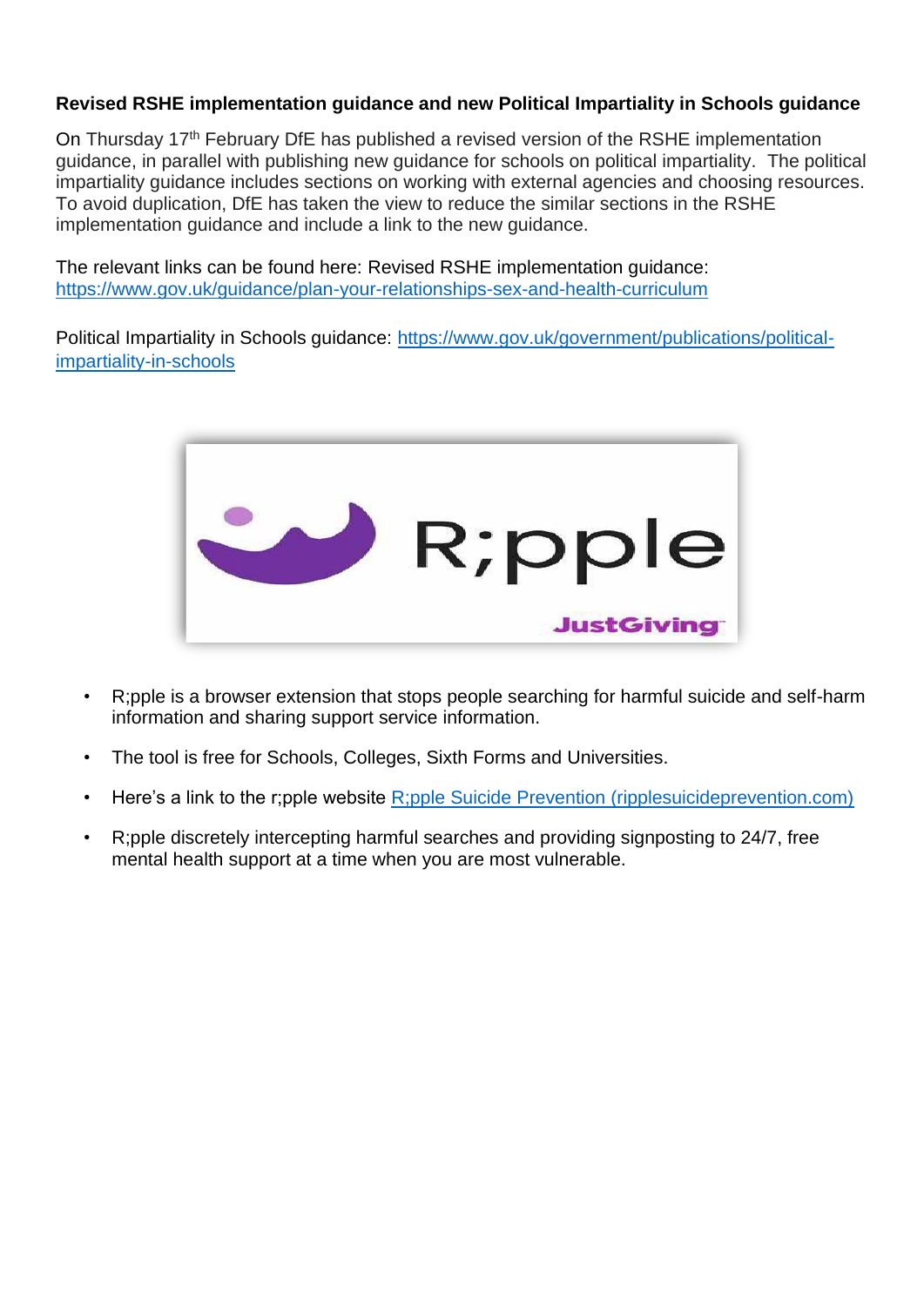**Revised RSHE implementation guidance and new Political Impartiality in Schools guidance**

On Thursday 17th February DfE has published a revised version of the RSHE implementation guidance, in parallel with publishing new guidance for schools on political impartiality. The political impartiality guidance includes sections on working with external agencies and choosing resources. To avoid duplication, DfE has taken the view to reduce the similar sections in the RSHE implementation guidance and include a link to the new guidance.

The relevant links can be found here: Revised RSHE implementation guidance: https://www.gov.uk/guidance/plan-your-relationships-sex-and-health-curriculum

Political Impartiality in Schools guidance: https://www.gov.uk/government/publications/political-impartiality-in-schools

R;pple

JustGiving

- R;pple is a browser extension that stops people searching for harmful suicide and self-harm information and sharing support service information.
- The tool is free for Schools, Colleges, Sixth Forms and Universities.
- Here's a link to the r;pple website R;pple Suicide Prevention (ripplesuicideprevention.com)
- R;pple discretely intercepting harmful searches and providing signposting to 24/7, free mental health support at a time when you are most vulnerable.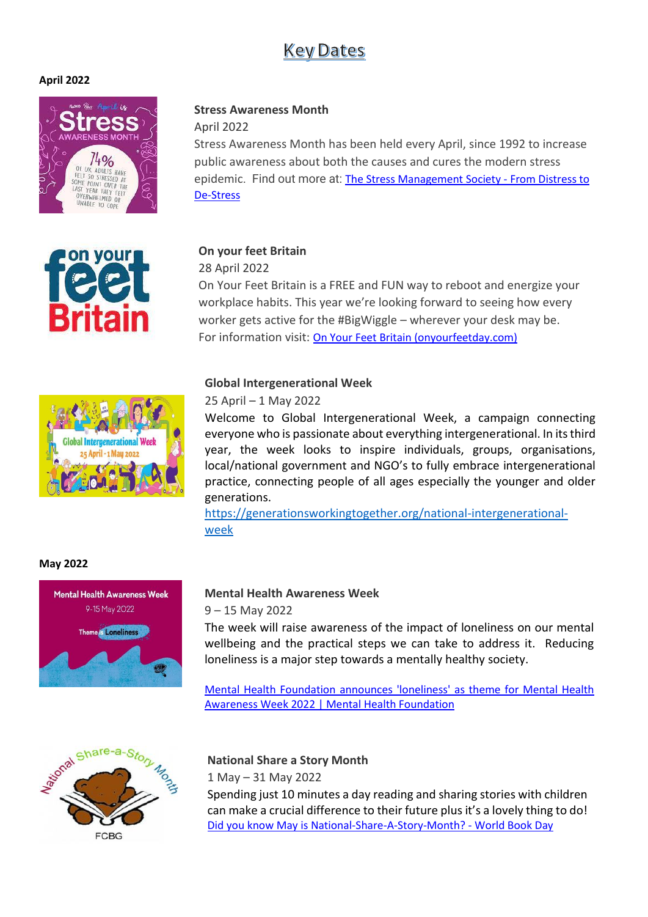# Key Dates

**April 2022**

**Stress Awareness Month**

April 2022

Stress Awareness Month has been held every April, since 1992 to increase public awareness about both the causes and cures the modern stress epidemic. Find out more at: [The Stress Management Society - From Distress to De-Stress]

**On your feet Britain**

28 April 2022

On Your Feet Britain is a FREE and FUN way to reboot and energize your workplace habits. This year we're looking forward to seeing how every worker gets active for the #BigWiggle – wherever your desk may be.

For information visit: [On Your Feet Britain (onyourfeetday.com)]

**Global Intergenerational Week**

25 April – 1 May 2022

Welcome to Global Intergenerational Week, a campaign connecting everyone who is passionate about everything intergenerational. In its third year, the week looks to inspire individuals, groups, organisations, local/national government and NGO's to fully embrace intergenerational practice, connecting people of all ages especially the younger and older generations.

https://generationsworkingtogether.org/national-intergenerational-week

**May 2022**

**Mental Health Awareness Week**

9 – 15 May 2022

The week will raise awareness of the impact of loneliness on our mental wellbeing and the practical steps we can take to address it. Reducing loneliness is a major step towards a mentally healthy society.

[Mental Health Foundation announces 'loneliness' as theme for Mental Health Awareness Week 2022 | Mental Health Foundation]

**National Share a Story Month**

1 May – 31 May 2022

Spending just 10 minutes a day reading and sharing stories with children can make a crucial difference to their future plus it's a lovely thing to do!

[Did you know May is National-Share-A-Story-Month? - World Book Day]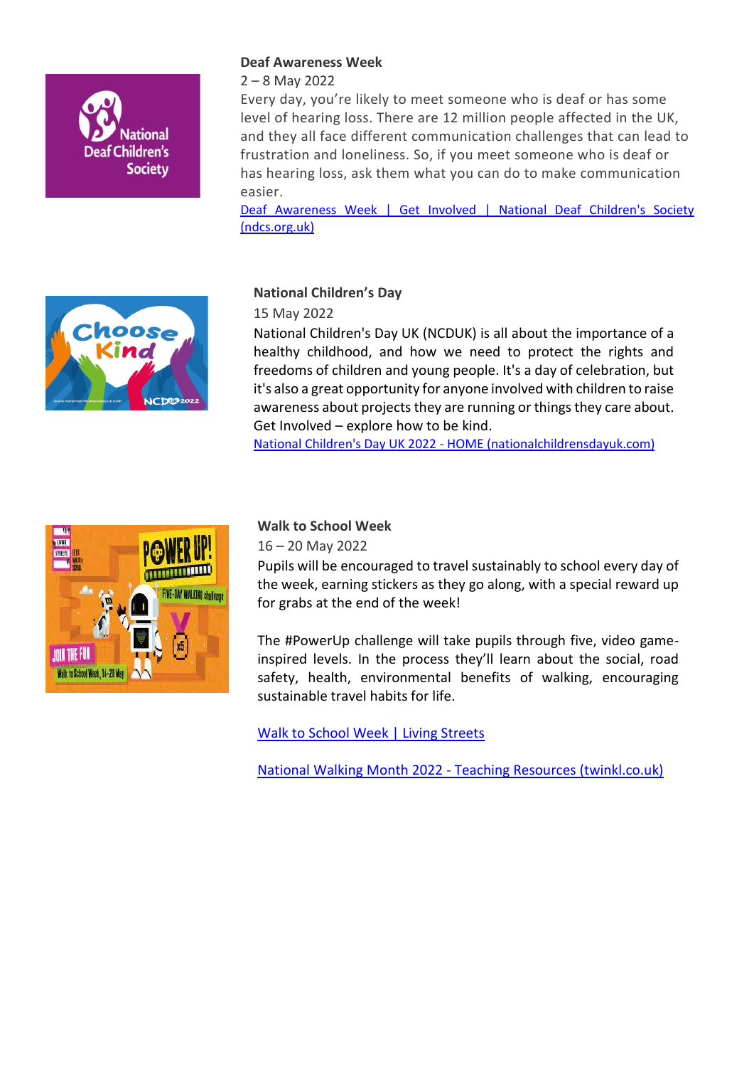**Deaf Awareness Week**

2 – 8 May 2022

Every day, you're likely to meet someone who is deaf or has some level of hearing loss. There are 12 million people affected in the UK, and they all face different communication challenges that can lead to frustration and loneliness. So, if you meet someone who is deaf or has hearing loss, ask them what you can do to make communication easier.

Deaf Awareness Week | Get Involved | National Deaf Children's Society (ndcs.org.uk)

**National Children's Day**

15 May 2022

National Children's Day UK (NCDUK) is all about the importance of a healthy childhood, and how we need to protect the rights and freedoms of children and young people. It's a day of celebration, but it's also a great opportunity for anyone involved with children to raise awareness about projects they are running or things they care about. Get Involved – explore how to be kind.

National Children's Day UK 2022 - HOME (nationalchildrensdayuk.com)

**Walk to School Week**

16 – 20 May 2022

Pupils will be encouraged to travel sustainably to school every day of the week, earning stickers as they go along, with a special reward up for grabs at the end of the week!

The #PowerUp challenge will take pupils through five, video game-inspired levels. In the process they'll learn about the social, road safety, health, environmental benefits of walking, encouraging sustainable travel habits for life.

Walk to School Week | Living Streets

National Walking Month 2022 - Teaching Resources (twinkl.co.uk)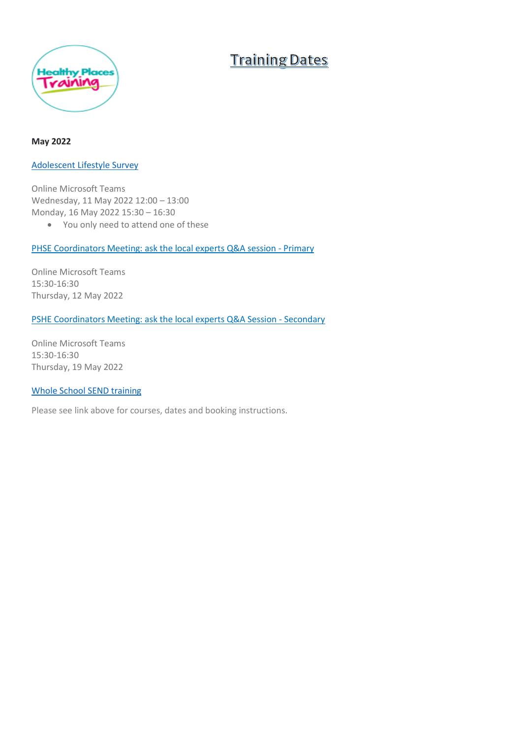# Training Dates

**May 2022**

Adolescent Lifestyle Survey

Online Microsoft Teams
Wednesday, 11 May 2022 12:00 – 13:00
Monday, 16 May 2022 15:30 – 16:30

- You only need to attend one of these

PHSE Coordinators Meeting: ask the local experts Q&A session - Primary

Online Microsoft Teams
15:30-16:30
Thursday, 12 May 2022

PSHE Coordinators Meeting: ask the local experts Q&A Session - Secondary

Online Microsoft Teams
15:30-16:30
Thursday, 19 May 2022

Whole School SEND training

Please see link above for courses, dates and booking instructions.